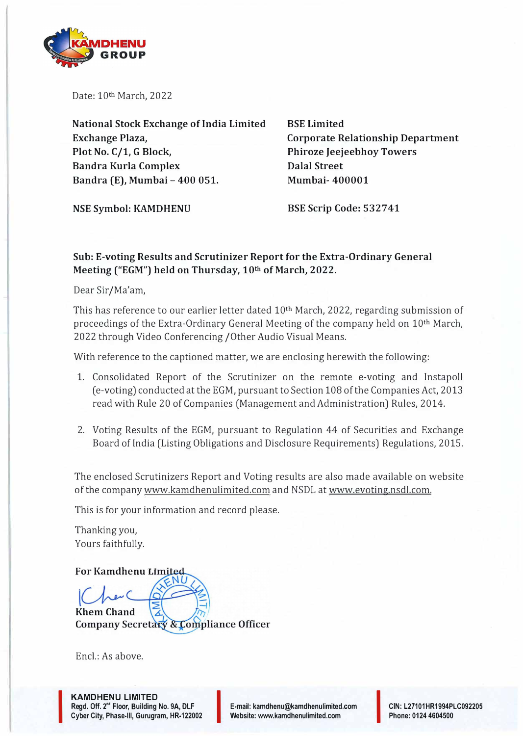Date: 10th March, 2022

**National Stock Exchange of India Limited**
**Exchange Plaza,**
**Plot No. C/1, G Block,**
**Bandra Kurla Complex**
**Bandra (E), Mumbai – 400 051.**

**NSE Symbol: KAMDHENU**

**BSE Limited**
**Corporate Relationship Department**
**Phiroze Jeejeebhoy Towers**
**Dalal Street**
**Mumbai- 400001**

**BSE Scrip Code: 532741**

**Sub: E-voting Results and Scrutinizer Report for the Extra-Ordinary General Meeting ("EGM") held on Thursday, 10th of March, 2022.**

Dear Sir/Ma'am,

This has reference to our earlier letter dated 10th March, 2022, regarding submission of proceedings of the Extra-Ordinary General Meeting of the company held on 10th March, 2022 through Video Conferencing /Other Audio Visual Means.

With reference to the captioned matter, we are enclosing herewith the following:

1. Consolidated Report of the Scrutinizer on the remote e-voting and Instapoll (e-voting) conducted at the EGM, pursuant to Section 108 of the Companies Act, 2013 read with Rule 20 of Companies (Management and Administration) Rules, 2014.

2. Voting Results of the EGM, pursuant to Regulation 44 of Securities and Exchange Board of India (Listing Obligations and Disclosure Requirements) Regulations, 2015.

The enclosed Scrutinizers Report and Voting results are also made available on website of the company www.kamdhenulimited.com and NSDL at www.evoting.nsdl.com.

This is for your information and record please.

Thanking you,
Yours faithfully.

**For Kamdhenu Limited**

**Khem Chand**
**Company Secretary & Compliance Officer**

Encl.: As above.

**KAMDHENU LIMITED**
Regd. Off. 2nd Floor, Building No. 9A, DLF Cyber City, Phase-III, Gurugram, HR-122002
E-mail: kamdhenu@kamdhenulimited.com
Website: www.kamdhenulimited.com
CIN: L27101HR1994PLC092205
Phone: 0124 4604500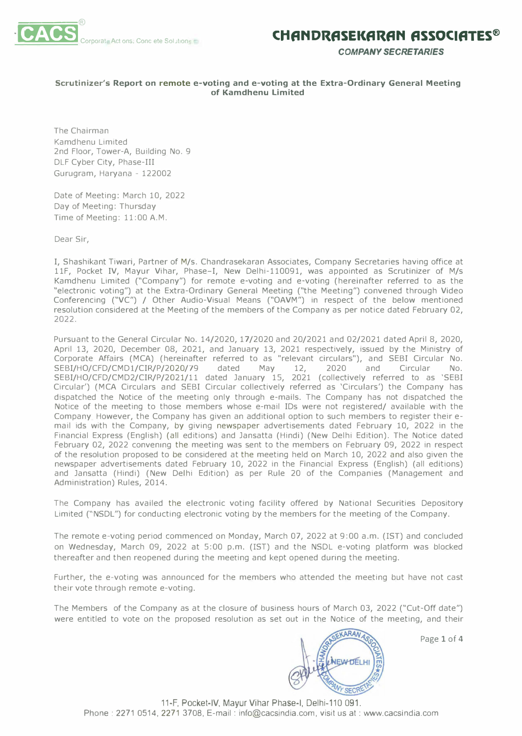**Scrutinizer's Report on remote e-voting and e-voting at the Extra-Ordinary General Meeting of Kamdhenu Limited**

The Chairman
Kamdhenu Limited
2nd Floor, Tower-A, Building No. 9
DLF Cyber City, Phase-III
Gurugram, Haryana - 122002

Date of Meeting: March 10, 2022
Day of Meeting: Thursday
Time of Meeting: 11:00 A.M.

Dear Sir,

I, Shashikant Tiwari, Partner of M/s. Chandrasekaran Associates, Company Secretaries having office at 11F, Pocket IV, Mayur Vihar, Phase-I, New Delhi-110091, was appointed as Scrutinizer of M/s Kamdhenu Limited ("Company") for remote e-voting and e-voting (hereinafter referred to as the "electronic voting") at the Extra-Ordinary General Meeting ("the Meeting") convened through Video Conferencing ("VC") / Other Audio-Visual Means ("OAVM") in respect of the below mentioned resolution considered at the Meeting of the members of the Company as per notice dated February 02, 2022.

Pursuant to the General Circular No. 14/2020, 17/2020 and 20/2021 and 02/2021 dated April 8, 2020, April 13, 2020, December 08, 2021, and January 13, 2021 respectively, issued by the Ministry of Corporate Affairs (MCA) (hereinafter referred to as "relevant circulars"), and SEBI Circular No. SEBI/HO/CFD/CMD1/CIR/P/2020/79 dated May 12, 2020 and Circular No. SEBI/HO/CFD/CMD2/CIR/P/2021/11 dated January 15, 2021 (collectively referred to as 'SEBI Circular') (MCA Circulars and SEBI Circular collectively referred as 'Circulars') the Company has dispatched the Notice of the meeting only through e-mails. The Company has not dispatched the Notice of the meeting to those members whose e-mail IDs were not registered/ available with the Company However, the Company has given an additional option to such members to register their e-mail ids with the Company, by giving newspaper advertisements dated February 10, 2022 in the Financial Express (English) (all editions) and Jansatta (Hindi) (New Delhi Edition). The Notice dated February 02, 2022 convening the meeting was sent to the members on February 09, 2022 in respect of the resolution proposed to be considered at the meeting held on March 10, 2022 and also given the newspaper advertisements dated February 10, 2022 in the Financial Express (English) (all editions) and Jansatta (Hindi) (New Delhi Edition) as per Rule 20 of the Companies (Management and Administration) Rules, 2014.

The Company has availed the electronic voting facility offered by National Securities Depository Limited ("NSDL") for conducting electronic voting by the members for the meeting of the Company.

The remote e-voting period commenced on Monday, March 07, 2022 at 9:00 a.m. (IST) and concluded on Wednesday, March 09, 2022 at 5:00 p.m. (IST) and the NSDL e-voting platform was blocked thereafter and then reopened during the meeting and kept opened during the meeting.

Further, the e-voting was announced for the members who attended the meeting but have not cast their vote through remote e-voting.

The Members of the Company as at the closure of business hours of March 03, 2022 ("Cut-Off date") were entitled to vote on the proposed resolution as set out in the Notice of the meeting, and their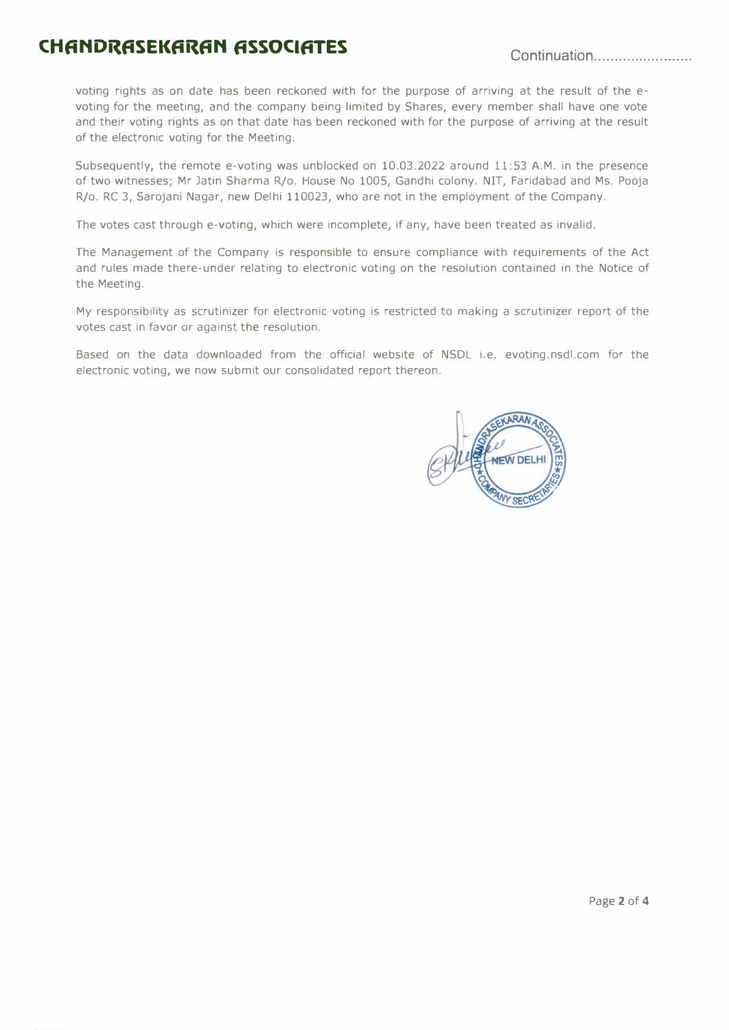voting rights as on date has been reckoned with for the purpose of arriving at the result of the e-voting for the meeting, and the company being limited by Shares, every member shall have one vote and their voting rights as on that date has been reckoned with for the purpose of arriving at the result of the electronic voting for the Meeting.

Subsequently, the remote e-voting was unblocked on 10.03.2022 around 11:53 A.M. in the presence of two witnesses; Mr Jatin Sharma R/o. House No 1005, Gandhi colony. NIT, Faridabad and Ms. Pooja R/o. RC 3, Sarojani Nagar, new Delhi 110023, who are not in the employment of the Company.

The votes cast through e-voting, which were incomplete, if any, have been treated as invalid.

The Management of the Company is responsible to ensure compliance with requirements of the Act and rules made there-under relating to electronic voting on the resolution contained in the Notice of the Meeting.

My responsibility as scrutinizer for electronic voting is restricted to making a scrutinizer report of the votes cast in favor or against the resolution.

Based on the data downloaded from the official website of NSDL i.e. evoting.nsdl.com for the electronic voting, we now submit our consolidated report thereon.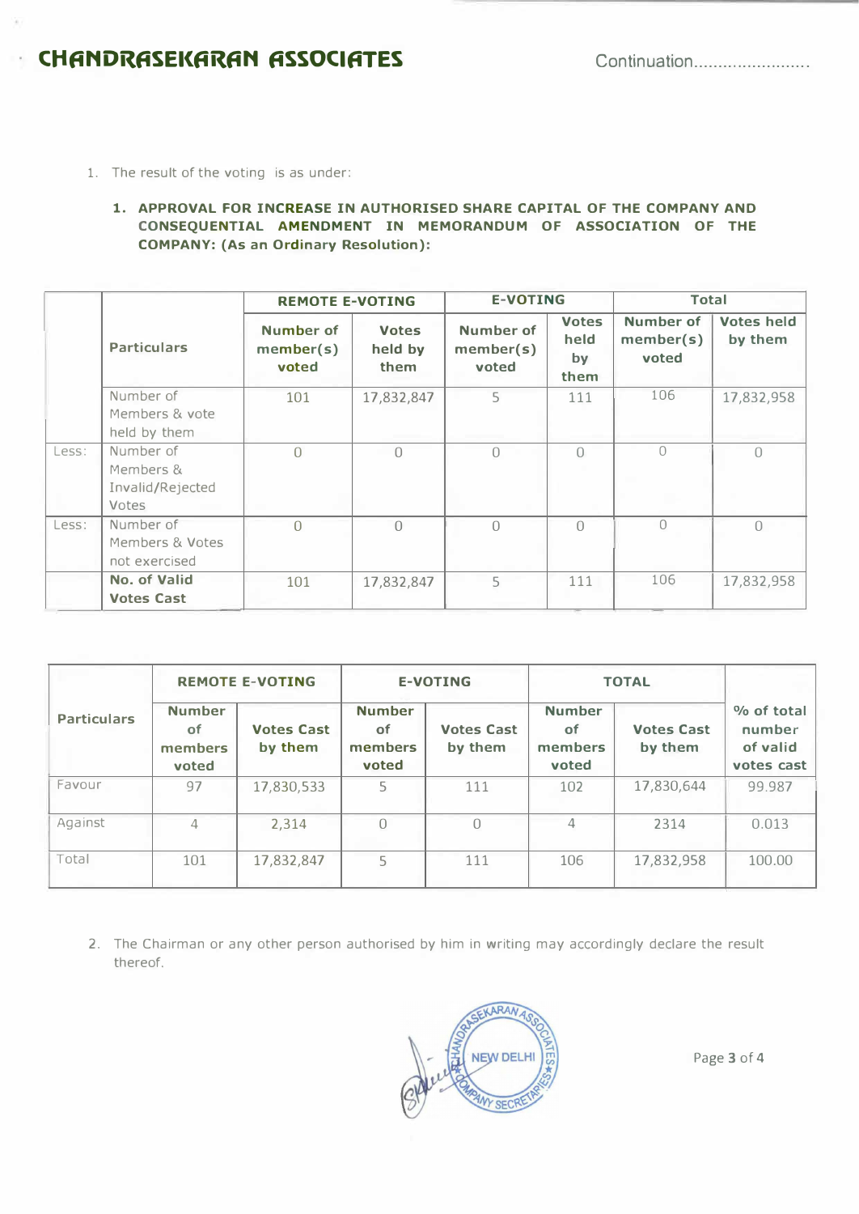1. The result of the voting is as under:

**1. APPROVAL FOR INCREASE IN AUTHORISED SHARE CAPITAL OF THE COMPANY AND CONSEQUENTIAL AMENDMENT IN MEMORANDUM OF ASSOCIATION OF THE COMPANY: (As an Ordinary Resolution):**

| | Particulars | REMOTE E-VOTING | | E-VOTING | | Total | |
|---|---|---|---|---|---|---|---|
| | | Number of member(s) voted | Votes held by them | Number of member(s) voted | Votes held by them | Number of member(s) voted | Votes held by them |
| | Number of Members & vote held by them | 101 | 17,832,847 | 5 | 111 | 106 | 17,832,958 |
| Less: | Number of Members & Invalid/Rejected Votes | 0 | 0 | 0 | 0 | 0 | 0 |
| Less: | Number of Members & Votes not exercised | 0 | 0 | 0 | 0 | 0 | 0 |
| | **No. of Valid Votes Cast** | 101 | 17,832,847 | 5 | 111 | 106 | 17,832,958 |

| Particulars | REMOTE E-VOTING | | E-VOTING | | TOTAL | | % of total number of valid votes cast |
|---|---|---|---|---|---|---|---|
| | Number of members voted | Votes Cast by them | Number of members voted | Votes Cast by them | Number of members voted | Votes Cast by them | |
| Favour | 97 | 17,830,533 | 5 | 111 | 102 | 17,830,644 | 99.987 |
| Against | 4 | 2,314 | 0 | 0 | 4 | 2314 | 0.013 |
| Total | 101 | 17,832,847 | 5 | 111 | 106 | 17,832,958 | 100.00 |

2. The Chairman or any other person authorised by him in writing may accordingly declare the result thereof.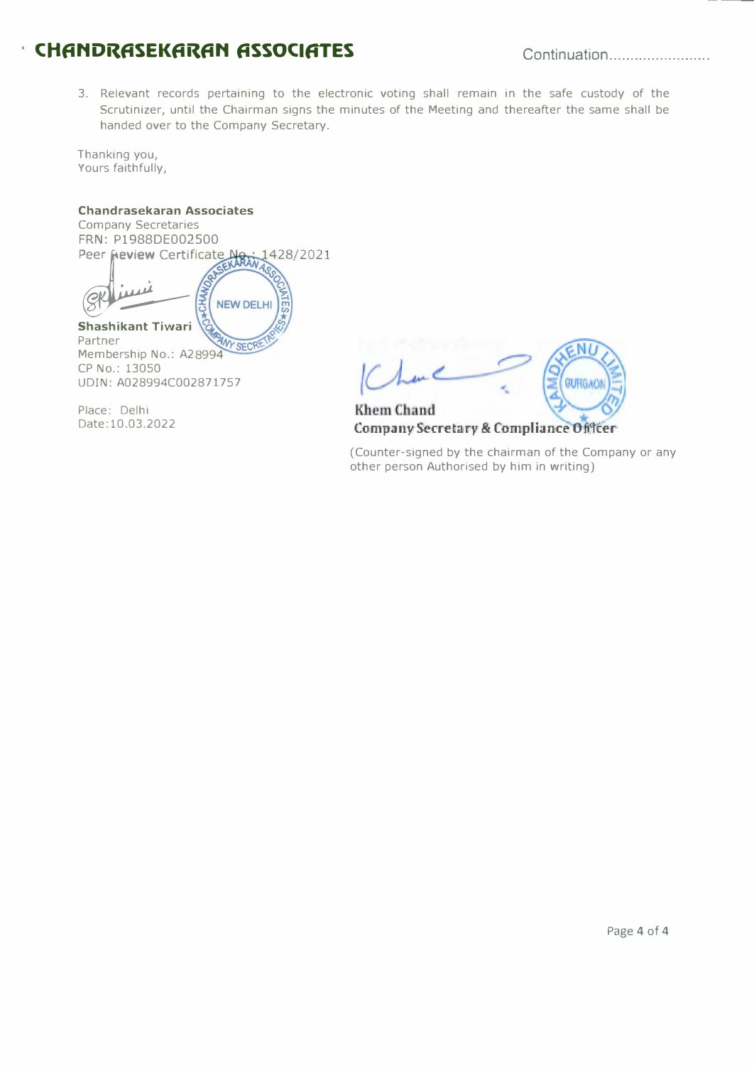3. Relevant records pertaining to the electronic voting shall remain in the safe custody of the Scrutinizer, until the Chairman signs the minutes of the Meeting and thereafter the same shall be handed over to the Company Secretary.

Thanking you,
Yours faithfully,

**Chandrasekaran Associates**
Company Secretaries
FRN: P1988DE002500
Peer Review Certificate No.: 1428/2021

**Shashikant Tiwari**
Partner
Membership No.: A28994
CP No.: 13050
UDIN: A028994C002871757

Place: Delhi
Date:10.03.2022

**Khem Chand**
**Company Secretary & Compliance Officer**

(Counter-signed by the chairman of the Company or any other person Authorised by him in writing)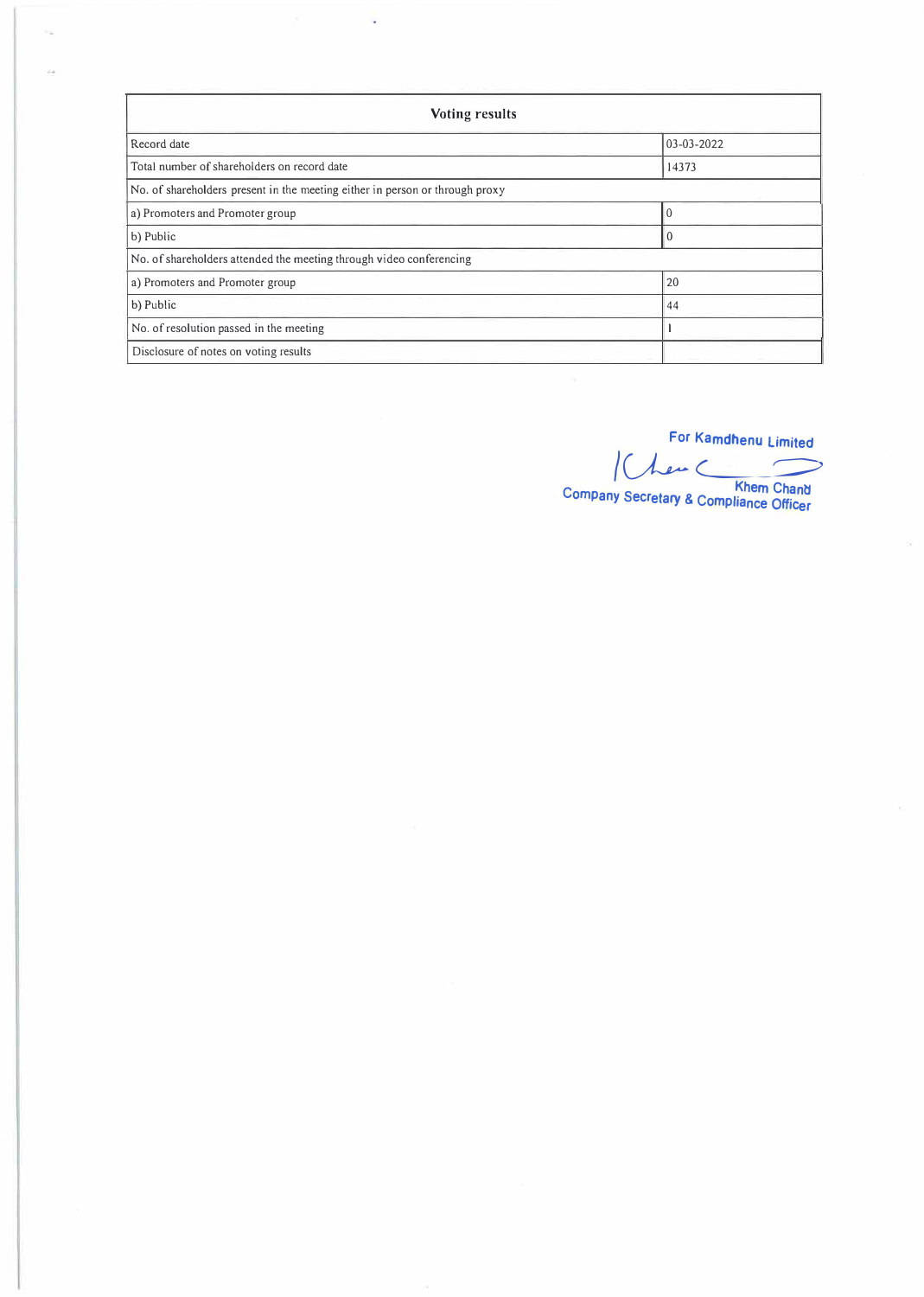| Voting results | |
|---|---|
| Record date | 03-03-2022 |
| Total number of shareholders on record date | 14373 |
| No. of shareholders present in the meeting either in person or through proxy | |
| a) Promoters and Promoter group | 0 |
| b) Public | 0 |
| No. of shareholders attended the meeting through video conferencing | |
| a) Promoters and Promoter group | 20 |
| b) Public | 44 |
| No. of resolution passed in the meeting | 1 |
| Disclosure of notes on voting results | |

For Kamdhenu Limited

Khem Chand

Company Secretary & Compliance Officer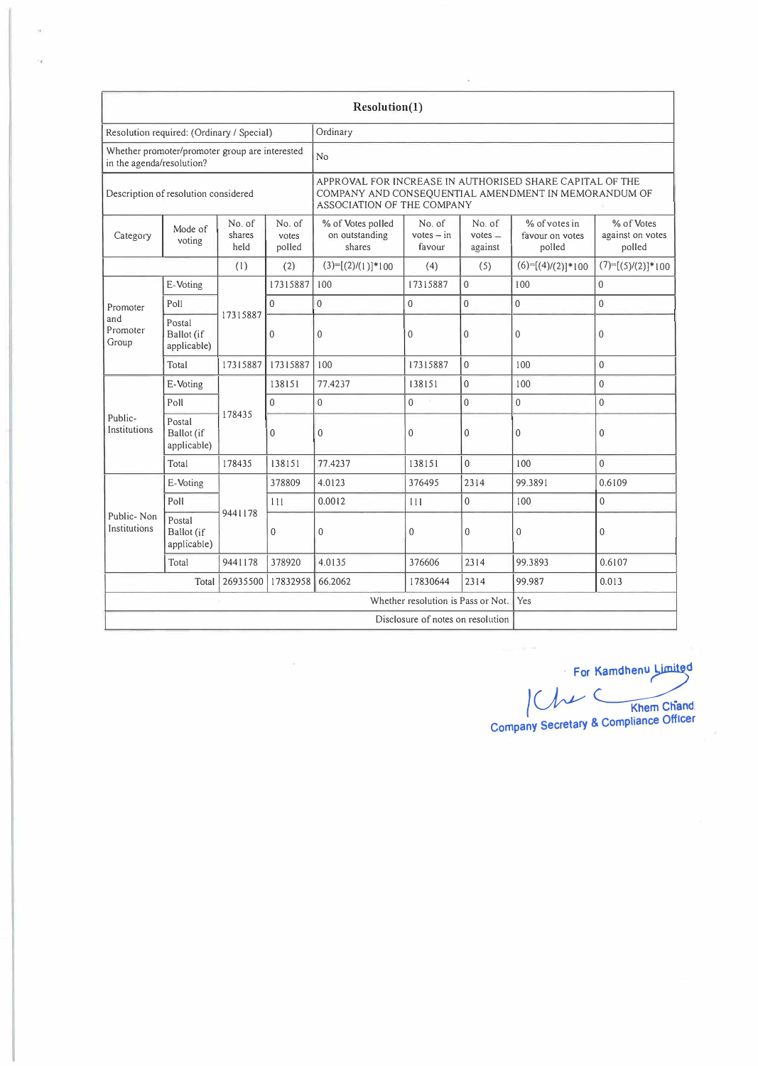| Resolution(1) | | | | | | | | |
|---|---|---|---|---|---|---|---|---|
| Resolution required: (Ordinary / Special) | | | Ordinary | | | | | |
| Whether promoter/promoter group are interested in the agenda/resolution? | | | No | | | | | |
| Description of resolution considered | | | APPROVAL FOR INCREASE IN AUTHORISED SHARE CAPITAL OF THE COMPANY AND CONSEQUENTIAL AMENDMENT IN MEMORANDUM OF ASSOCIATION OF THE COMPANY | | | | | |
| Category | Mode of voting | No. of shares held | No. of votes polled | % of Votes polled on outstanding shares | No. of votes – in favour | No. of votes – against | % of votes in favour on votes polled | % of Votes against on votes polled |
| | | (1) | (2) | (3)=[(2)/(1)]*100 | (4) | (5) | (6)=[(4)/(2)]*100 | (7)=[(5)/(2)]*100 |
| Promoter and Promoter Group | E-Voting | 17315887 | 17315887 | 100 | 17315887 | 0 | 100 | 0 |
| | Poll | | 0 | 0 | 0 | 0 | 0 | 0 |
| | Postal Ballot (if applicable) | | 0 | 0 | 0 | 0 | 0 | 0 |
| | Total | 17315887 | 17315887 | 100 | 17315887 | 0 | 100 | 0 |
| Public- Institutions | E-Voting | 178435 | 138151 | 77.4237 | 138151 | 0 | 100 | 0 |
| | Poll | | 0 | 0 | 0 | 0 | 0 | 0 |
| | Postal Ballot (if applicable) | | 0 | 0 | 0 | 0 | 0 | 0 |
| | Total | 178435 | 138151 | 77.4237 | 138151 | 0 | 100 | 0 |
| Public- Non Institutions | E-Voting | 9441178 | 378809 | 4.0123 | 376495 | 2314 | 99.3891 | 0.6109 |
| | Poll | | 111 | 0.0012 | 111 | 0 | 100 | 0 |
| | Postal Ballot (if applicable) | | 0 | 0 | 0 | 0 | 0 | 0 |
| | Total | 9441178 | 378920 | 4.0135 | 376606 | 2314 | 99.3893 | 0.6107 |
| | Total | 26935500 | 17832958 | 66.2062 | 17830644 | 2314 | 99.987 | 0.013 |
| Whether resolution is Pass or Not. | | | | | | | Yes | |
| Disclosure of notes on resolution | | | | | | | | |

For Kamdhenu Limited

Khem Chand
Company Secretary & Compliance Officer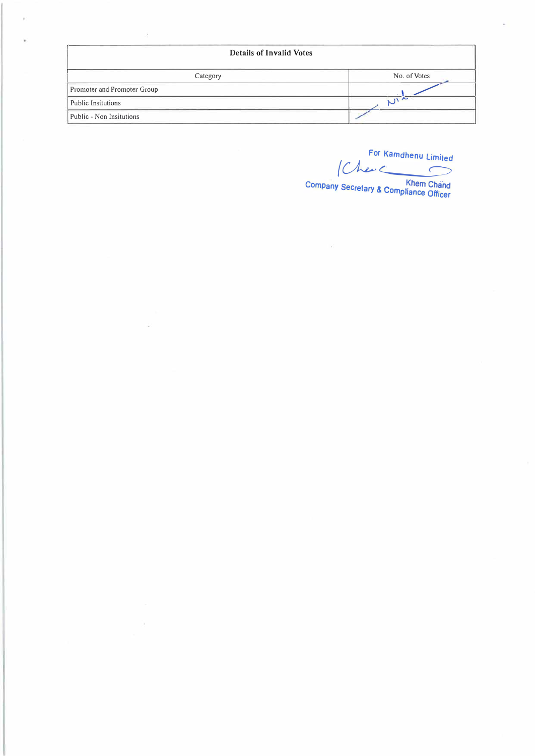| Details of Invalid Votes | |
|---|---|
| Category | No. of Votes |
| Promoter and Promoter Group | Nil |
| Public Insitutions | |
| Public - Non Insitutions | |

For Kamdhenu Limited

Khem Chand

Company Secretary & Compliance Officer